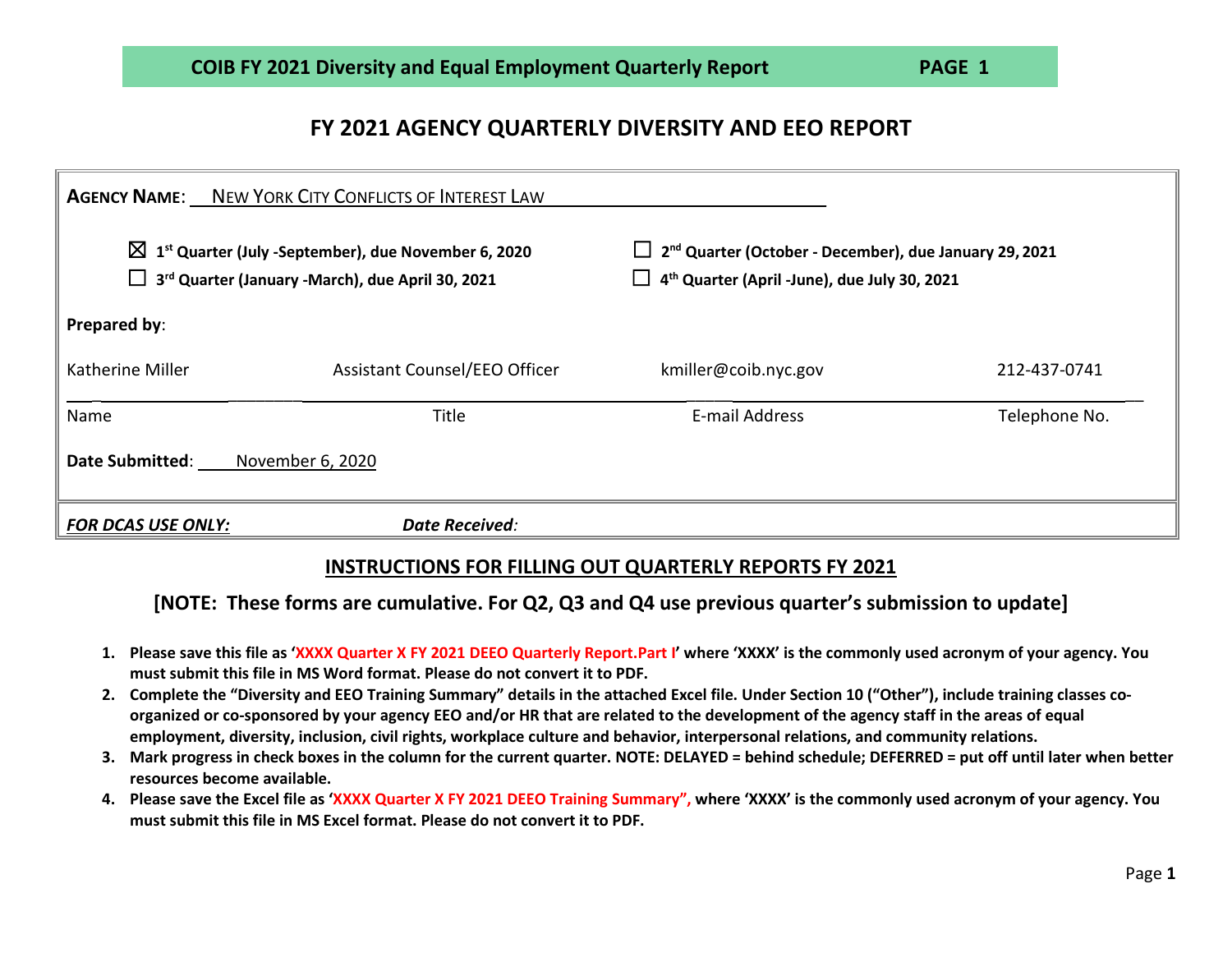# FY 2021 AGENCY QUARTERLY DIVERSITY AND EEO REPORT

**AGENCY NAME**: NEW YORK CITY CONFLICTS OF INTEREST LAW

☒ **1st Quarter (July -September), due November 6, 2020**

☐ **2nd Quarter (October - December), due January 29, 2021**

☐ **3rd Quarter (January -March), due April 30, 2021**

☐ **4th Quarter (April -June), due July 30, 2021**

**Prepared by**:

| Katherine Miller | Assistant Counsel/EEO Officer | kmiller@coib.nyc.gov | 212-437-0741 |
|---|---|---|---|
| Name | Title | E-mail Address | Telephone No. |

**Date Submitted**: November 6, 2020

***FOR DCAS USE ONLY:*** ***Date Received***:

## INSTRUCTIONS FOR FILLING OUT QUARTERLY REPORTS FY 2021

### [NOTE: These forms are cumulative. For Q2, Q3 and Q4 use previous quarter's submission to update]

1. **Please save this file as 'XXXX Quarter X FY 2021 DEEO Quarterly Report.Part I' where 'XXXX' is the commonly used acronym of your agency. You must submit this file in MS Word format. Please do not convert it to PDF.**
2. **Complete the "Diversity and EEO Training Summary" details in the attached Excel file. Under Section 10 ("Other"), include training classes co-organized or co-sponsored by your agency EEO and/or HR that are related to the development of the agency staff in the areas of equal employment, diversity, inclusion, civil rights, workplace culture and behavior, interpersonal relations, and community relations.**
3. **Mark progress in check boxes in the column for the current quarter. NOTE: DELAYED = behind schedule; DEFERRED = put off until later when better resources become available.**
4. **Please save the Excel file as 'XXXX Quarter X FY 2021 DEEO Training Summary", where 'XXXX' is the commonly used acronym of your agency. You must submit this file in MS Excel format. Please do not convert it to PDF.**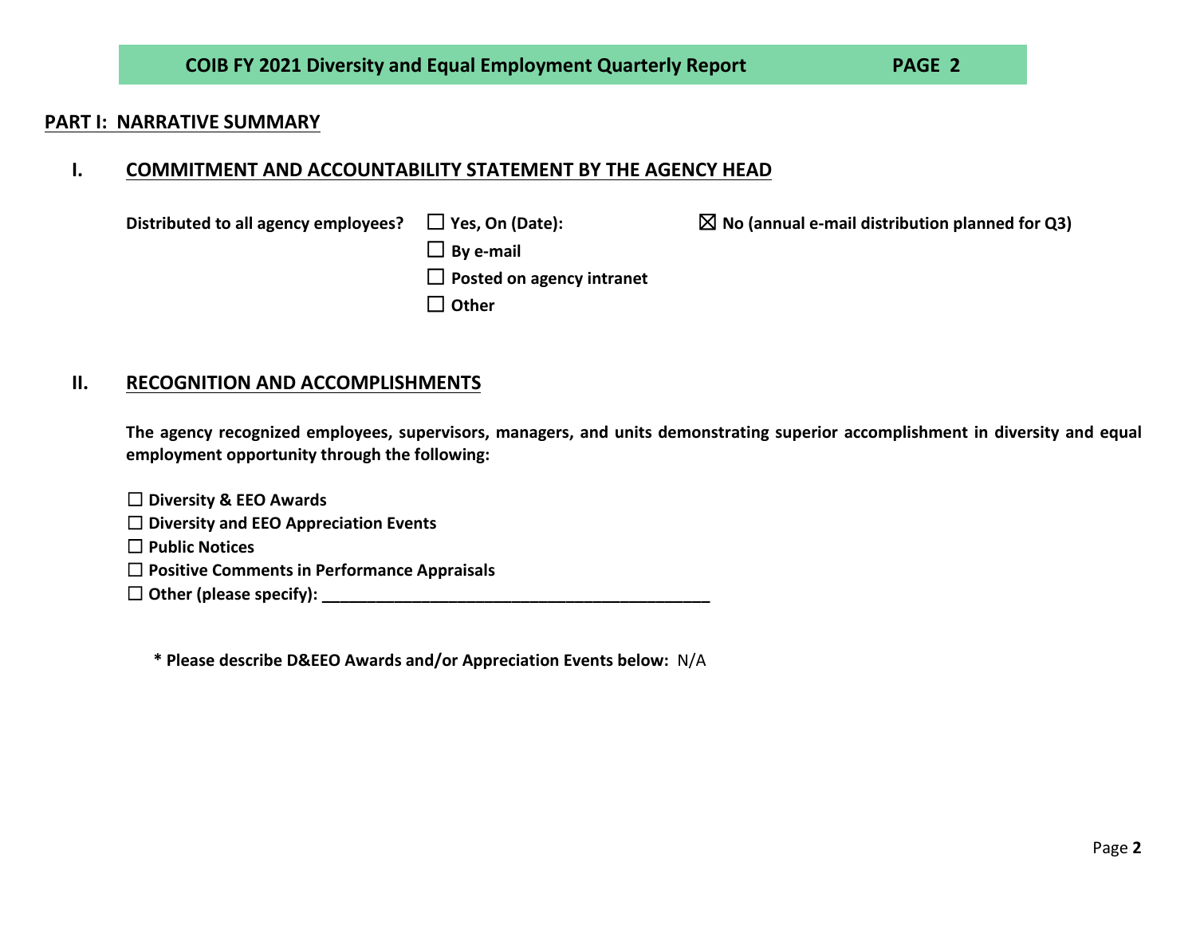## PART I: NARRATIVE SUMMARY

### I. COMMITMENT AND ACCOUNTABILITY STATEMENT BY THE AGENCY HEAD

**Distributed to all agency employees?**

☐ **Yes, On (Date):**

☐ **By e-mail**

☐ **Posted on agency intranet**

☐ **Other**

☒ **No (annual e-mail distribution planned for Q3)**

### II. RECOGNITION AND ACCOMPLISHMENTS

**The agency recognized employees, supervisors, managers, and units demonstrating superior accomplishment in diversity and equal employment opportunity through the following:**

☐ **Diversity & EEO Awards**
☐ **Diversity and EEO Appreciation Events**
☐ **Public Notices**
☐ **Positive Comments in Performance Appraisals**
☐ **Other (please specify): ____________________________________________**

**\* Please describe D&EEO Awards and/or Appreciation Events below:** N/A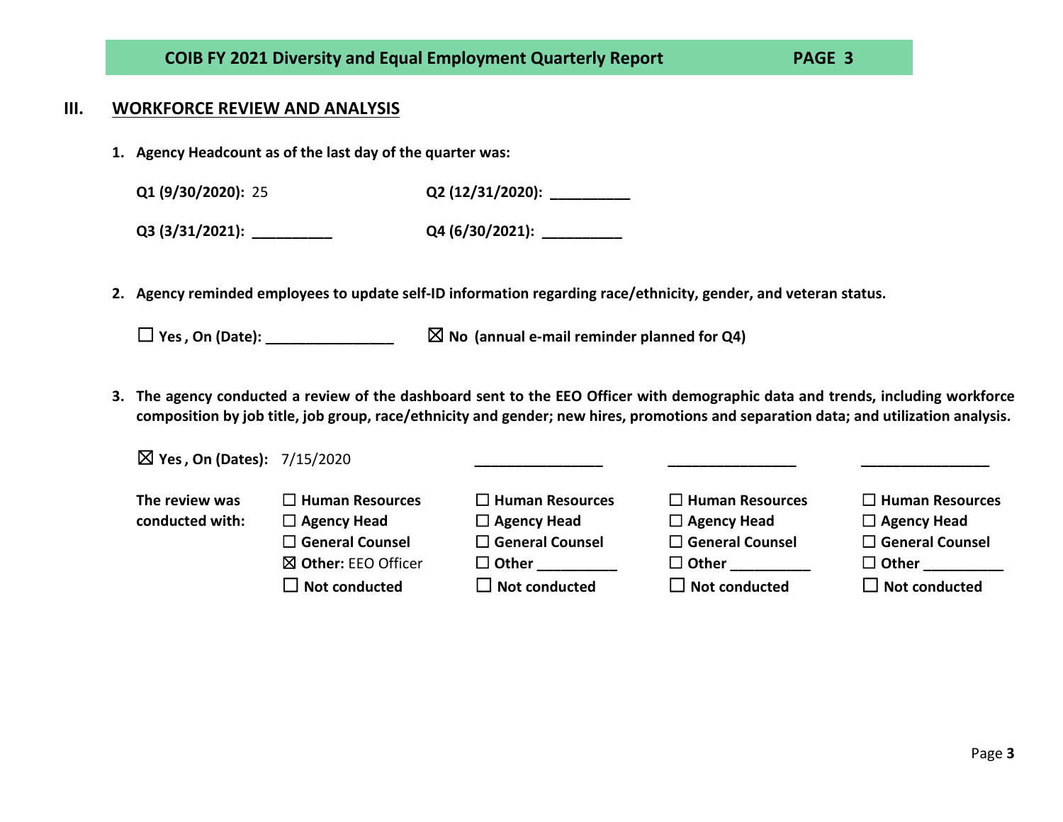**COIB FY 2021 Diversity and Equal Employment Quarterly Report** **PAGE 3**

## III. WORKFORCE REVIEW AND ANALYSIS

**1. Agency Headcount as of the last day of the quarter was:**

**Q1 (9/30/2020):** 25 **Q2 (12/31/2020):** __________

**Q3 (3/31/2021):** __________ **Q4 (6/30/2021):** __________

**2. Agency reminded employees to update self-ID information regarding race/ethnicity, gender, and veteran status.**

☐ **Yes , On (Date):** ________________ ☒ **No (annual e-mail reminder planned for Q4)**

**3. The agency conducted a review of the dashboard sent to the EEO Officer with demographic data and trends, including workforce composition by job title, job group, race/ethnicity and gender; new hires, promotions and separation data; and utilization analysis.**

| | | | | |
|---|---|---|---|---|
| ☒ **Yes , On (Dates):** | 7/15/2020 | ________________ | ________________ | ________________ |
| **The review was conducted with:** | ☐ **Human Resources**<br>☐ **Agency Head**<br>☐ **General Counsel**<br>☒ **Other:** EEO Officer<br>☐ **Not conducted** | ☐ **Human Resources**<br>☐ **Agency Head**<br>☐ **General Counsel**<br>☐ **Other** __________<br>☐ **Not conducted** | ☐ **Human Resources**<br>☐ **Agency Head**<br>☐ **General Counsel**<br>☐ **Other** __________<br>☐ **Not conducted** | ☐ **Human Resources**<br>☐ **Agency Head**<br>☐ **General Counsel**<br>☐ **Other** __________<br>☐ **Not conducted** |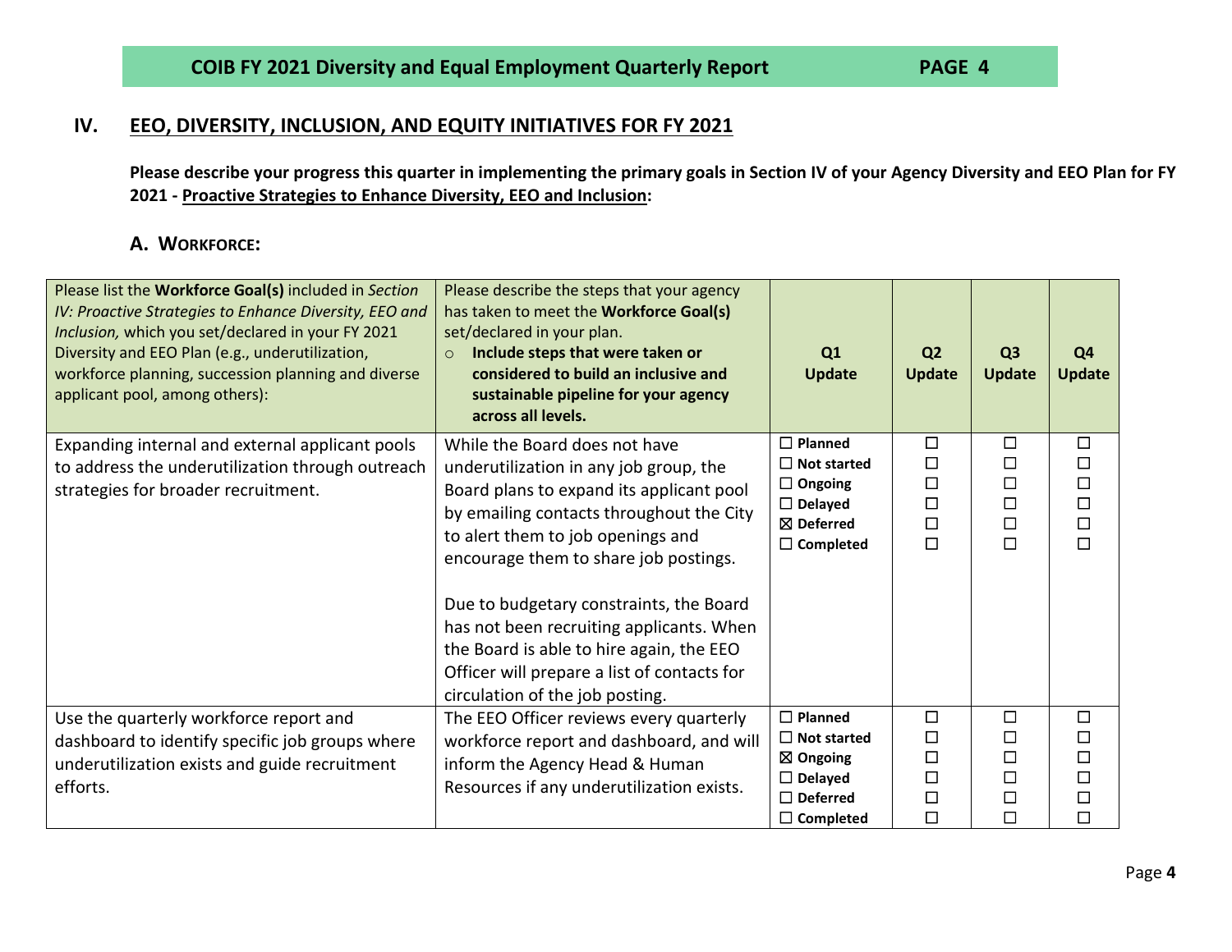## IV. EEO, DIVERSITY, INCLUSION, AND EQUITY INITIATIVES FOR FY 2021

**Please describe your progress this quarter in implementing the primary goals in Section IV of your Agency Diversity and EEO Plan for FY 2021 - Proactive Strategies to Enhance Diversity, EEO and Inclusion:**

### A. Workforce:

| Please list the **Workforce Goal(s)** included in *Section IV: Proactive Strategies to Enhance Diversity, EEO and Inclusion,* which you set/declared in your FY 2021 Diversity and EEO Plan (e.g., underutilization, workforce planning, succession planning and diverse applicant pool, among others): | Please describe the steps that your agency has taken to meet the **Workforce Goal(s)** set/declared in your plan.<br>○ **Include steps that were taken or considered to build an inclusive and sustainable pipeline for your agency across all levels.** | **Q1 Update** | **Q2 Update** | **Q3 Update** | **Q4 Update** |
|---|---|---|---|---|---|
| Expanding internal and external applicant pools to address the underutilization through outreach strategies for broader recruitment. | While the Board does not have underutilization in any job group, the Board plans to expand its applicant pool by emailing contacts throughout the City to alert them to job openings and encourage them to share job postings.<br><br>Due to budgetary constraints, the Board has not been recruiting applicants. When the Board is able to hire again, the EEO Officer will prepare a list of contacts for circulation of the job posting. | ☐ **Planned**<br>☐ **Not started**<br>☐ **Ongoing**<br>☐ **Delayed**<br>☒ **Deferred**<br>☐ **Completed** | ☐<br>☐<br>☐<br>☐<br>☐<br>☐ | ☐<br>☐<br>☐<br>☐<br>☐<br>☐ | ☐<br>☐<br>☐<br>☐<br>☐<br>☐ |
| Use the quarterly workforce report and dashboard to identify specific job groups where underutilization exists and guide recruitment efforts. | The EEO Officer reviews every quarterly workforce report and dashboard, and will inform the Agency Head & Human Resources if any underutilization exists. | ☐ **Planned**<br>☐ **Not started**<br>☒ **Ongoing**<br>☐ **Delayed**<br>☐ **Deferred**<br>☐ **Completed** | ☐<br>☐<br>☐<br>☐<br>☐<br>☐ | ☐<br>☐<br>☐<br>☐<br>☐<br>☐ | ☐<br>☐<br>☐<br>☐<br>☐<br>☐ |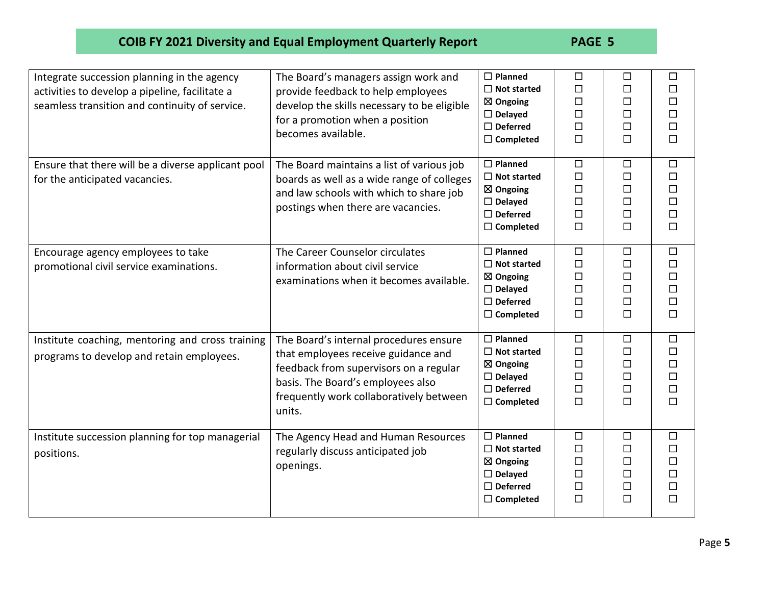| | | | | | |
|---|---|---|---|---|---|
| Integrate succession planning in the agency activities to develop a pipeline, facilitate a seamless transition and continuity of service. | The Board's managers assign work and provide feedback to help employees develop the skills necessary to be eligible for a promotion when a position becomes available. | ☐ **Planned**<br>☐ **Not started**<br>☒ **Ongoing**<br>☐ **Delayed**<br>☐ **Deferred**<br>☐ **Completed** | ☐<br>☐<br>☐<br>☐<br>☐<br>☐ | ☐<br>☐<br>☐<br>☐<br>☐<br>☐ | ☐<br>☐<br>☐<br>☐<br>☐<br>☐ |
| Ensure that there will be a diverse applicant pool for the anticipated vacancies. | The Board maintains a list of various job boards as well as a wide range of colleges and law schools with which to share job postings when there are vacancies. | ☐ **Planned**<br>☐ **Not started**<br>☒ **Ongoing**<br>☐ **Delayed**<br>☐ **Deferred**<br>☐ **Completed** | ☐<br>☐<br>☐<br>☐<br>☐<br>☐ | ☐<br>☐<br>☐<br>☐<br>☐<br>☐ | ☐<br>☐<br>☐<br>☐<br>☐<br>☐ |
| Encourage agency employees to take promotional civil service examinations. | The Career Counselor circulates information about civil service examinations when it becomes available. | ☐ **Planned**<br>☐ **Not started**<br>☒ **Ongoing**<br>☐ **Delayed**<br>☐ **Deferred**<br>☐ **Completed** | ☐<br>☐<br>☐<br>☐<br>☐<br>☐ | ☐<br>☐<br>☐<br>☐<br>☐<br>☐ | ☐<br>☐<br>☐<br>☐<br>☐<br>☐ |
| Institute coaching, mentoring and cross training programs to develop and retain employees. | The Board's internal procedures ensure that employees receive guidance and feedback from supervisors on a regular basis. The Board's employees also frequently work collaboratively between units. | ☐ **Planned**<br>☐ **Not started**<br>☒ **Ongoing**<br>☐ **Delayed**<br>☐ **Deferred**<br>☐ **Completed** | ☐<br>☐<br>☐<br>☐<br>☐<br>☐ | ☐<br>☐<br>☐<br>☐<br>☐<br>☐ | ☐<br>☐<br>☐<br>☐<br>☐<br>☐ |
| Institute succession planning for top managerial positions. | The Agency Head and Human Resources regularly discuss anticipated job openings. | ☐ **Planned**<br>☐ **Not started**<br>☒ **Ongoing**<br>☐ **Delayed**<br>☐ **Deferred**<br>☐ **Completed** | ☐<br>☐<br>☐<br>☐<br>☐<br>☐ | ☐<br>☐<br>☐<br>☐<br>☐<br>☐ | ☐<br>☐<br>☐<br>☐<br>☐<br>☐ |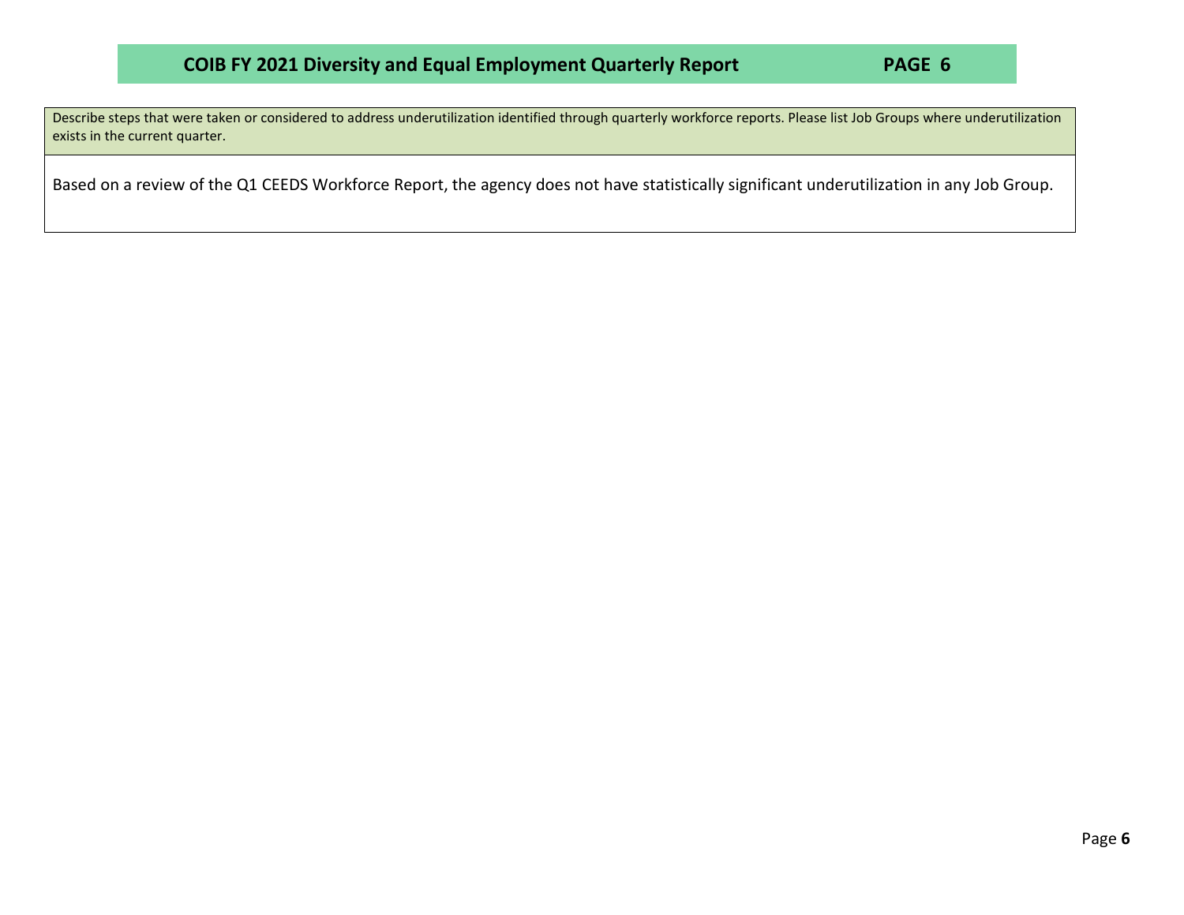## COIB FY 2021 Diversity and Equal Employment Quarterly Report PAGE 6

| Describe steps that were taken or considered to address underutilization identified through quarterly workforce reports. Please list Job Groups where underutilization exists in the current quarter. |
| --- |
| Based on a review of the Q1 CEEDS Workforce Report, the agency does not have statistically significant underutilization in any Job Group. |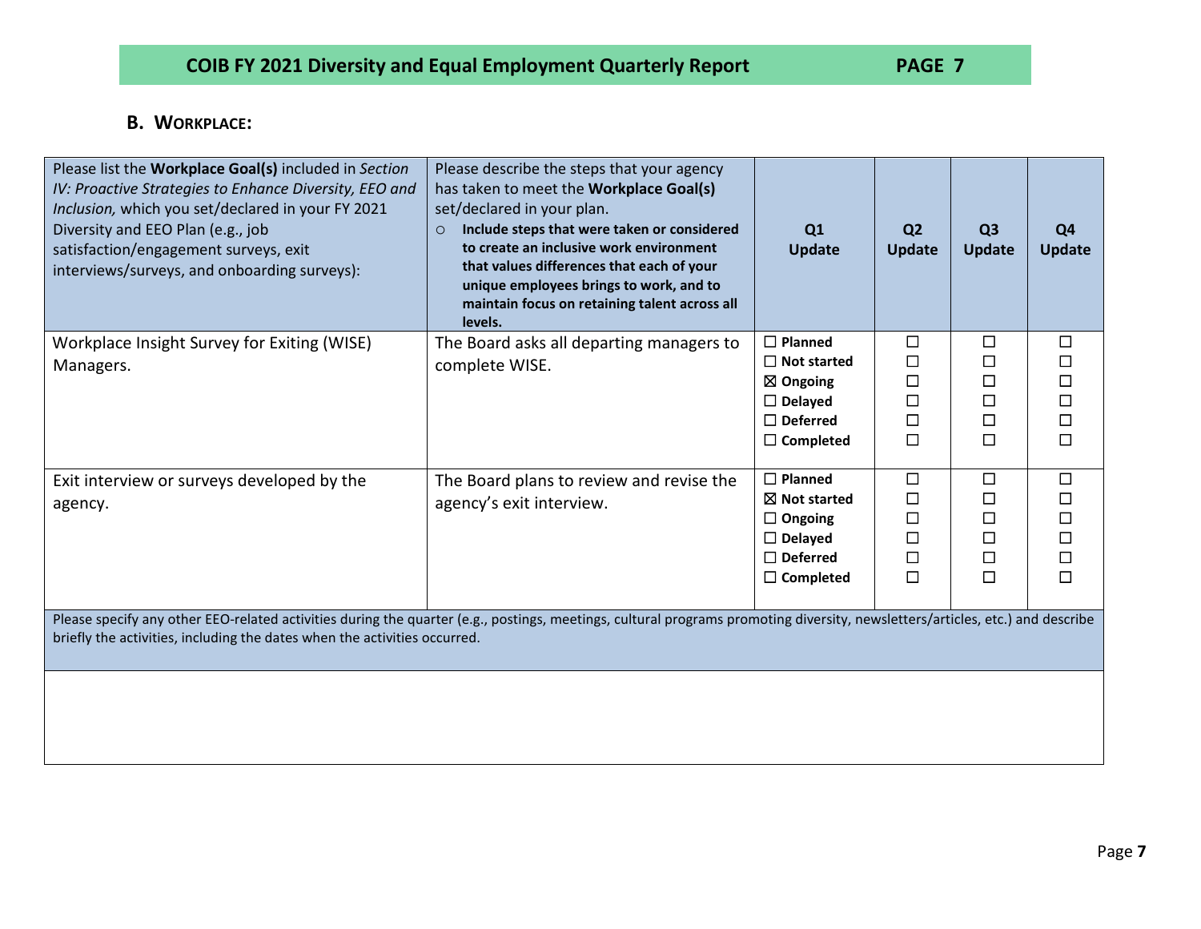## B. Workplace:

| Please list the **Workplace Goal(s)** included in *Section IV: Proactive Strategies to Enhance Diversity, EEO and Inclusion,* which you set/declared in your FY 2021 Diversity and EEO Plan (e.g., job satisfaction/engagement surveys, exit interviews/surveys, and onboarding surveys): | Please describe the steps that your agency has taken to meet the **Workplace Goal(s)** set/declared in your plan.<br>○ **Include steps that were taken or considered to create an inclusive work environment that values differences that each of your unique employees brings to work, and to maintain focus on retaining talent across all levels.** | Q1 Update | Q2 Update | Q3 Update | Q4 Update |
|---|---|---|---|---|---|
| Workplace Insight Survey for Exiting (WISE) Managers. | The Board asks all departing managers to complete WISE. | ☐ **Planned**<br>☐ **Not started**<br>☒ **Ongoing**<br>☐ **Delayed**<br>☐ **Deferred**<br>☐ **Completed** | ☐<br>☐<br>☐<br>☐<br>☐<br>☐ | ☐<br>☐<br>☐<br>☐<br>☐<br>☐ | ☐<br>☐<br>☐<br>☐<br>☐<br>☐ |
| Exit interview or surveys developed by the agency. | The Board plans to review and revise the agency's exit interview. | ☐ **Planned**<br>☒ **Not started**<br>☐ **Ongoing**<br>☐ **Delayed**<br>☐ **Deferred**<br>☐ **Completed** | ☐<br>☐<br>☐<br>☐<br>☐<br>☐ | ☐<br>☐<br>☐<br>☐<br>☐<br>☐ | ☐<br>☐<br>☐<br>☐<br>☐<br>☐ |

| Please specify any other EEO-related activities during the quarter (e.g., postings, meetings, cultural programs promoting diversity, newsletters/articles, etc.) and describe briefly the activities, including the dates when the activities occurred. |
|---|
| |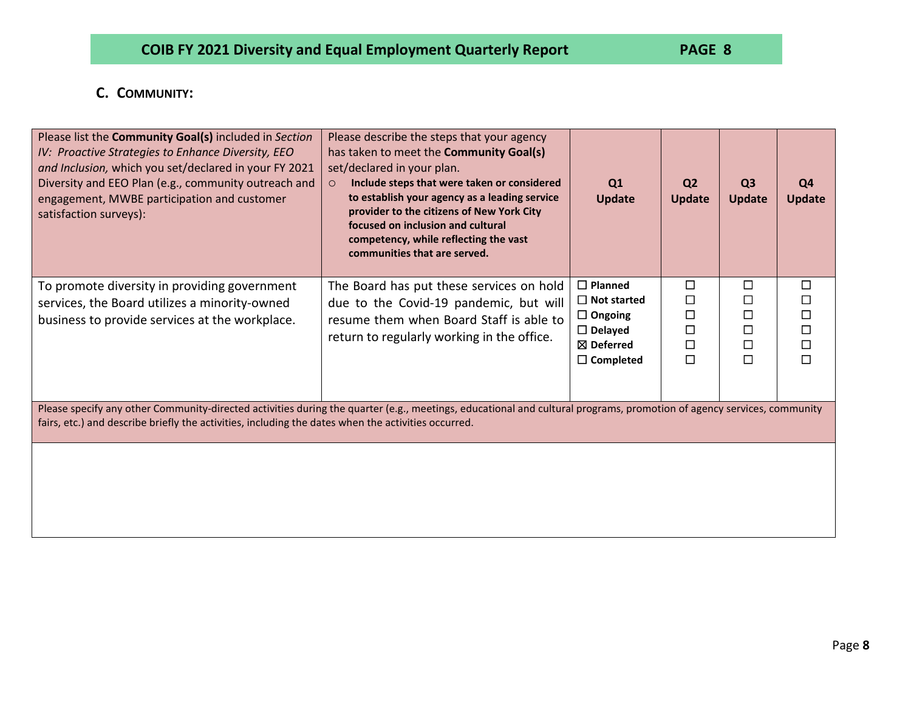## C. COMMUNITY:

| Please list the **Community Goal(s)** included in *Section IV: Proactive Strategies to Enhance Diversity, EEO and Inclusion,* which you set/declared in your FY 2021 Diversity and EEO Plan (e.g., community outreach and engagement, MWBE participation and customer satisfaction surveys): | Please describe the steps that your agency has taken to meet the **Community Goal(s)** set/declared in your plan.<br>○ **Include steps that were taken or considered to establish your agency as a leading service provider to the citizens of New York City focused on inclusion and cultural competency, while reflecting the vast communities that are served.** | **Q1 Update** | **Q2 Update** | **Q3 Update** | **Q4 Update** |
|---|---|---|---|---|---|
| To promote diversity in providing government services, the Board utilizes a minority-owned business to provide services at the workplace. | The Board has put these services on hold due to the Covid-19 pandemic, but will resume them when Board Staff is able to return to regularly working in the office. | ☐ **Planned**<br>☐ **Not started**<br>☐ **Ongoing**<br>☐ **Delayed**<br>☒ **Deferred**<br>☐ **Completed** | ☐<br>☐<br>☐<br>☐<br>☐<br>☐ | ☐<br>☐<br>☐<br>☐<br>☐<br>☐ | ☐<br>☐<br>☐<br>☐<br>☐<br>☐ |

| Please specify any other Community-directed activities during the quarter (e.g., meetings, educational and cultural programs, promotion of agency services, community fairs, etc.) and describe briefly the activities, including the dates when the activities occurred. |
|---|
| |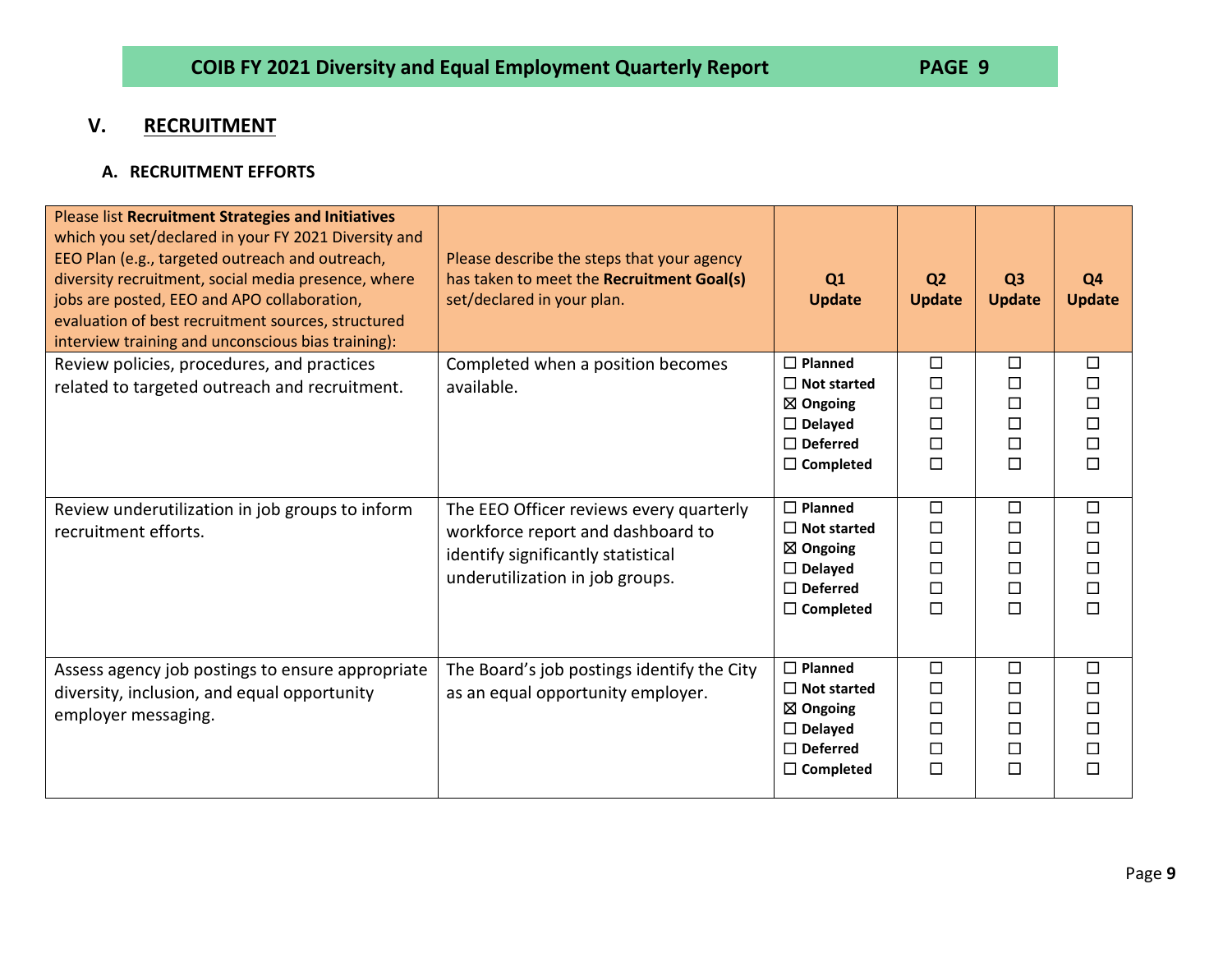## V. RECRUITMENT

### A. RECRUITMENT EFFORTS

| Please list **Recruitment Strategies and Initiatives** which you set/declared in your FY 2021 Diversity and EEO Plan (e.g., targeted outreach and outreach, diversity recruitment, social media presence, where jobs are posted, EEO and APO collaboration, evaluation of best recruitment sources, structured interview training and unconscious bias training): | Please describe the steps that your agency has taken to meet the **Recruitment Goal(s)** set/declared in your plan. | Q1 Update | Q2 Update | Q3 Update | Q4 Update |
|---|---|---|---|---|---|
| Review policies, procedures, and practices related to targeted outreach and recruitment. | Completed when a position becomes available. | ☐ Planned<br>☐ Not started<br>☒ Ongoing<br>☐ Delayed<br>☐ Deferred<br>☐ Completed | ☐<br>☐<br>☐<br>☐<br>☐<br>☐ | ☐<br>☐<br>☐<br>☐<br>☐<br>☐ | ☐<br>☐<br>☐<br>☐<br>☐<br>☐ |
| Review underutilization in job groups to inform recruitment efforts. | The EEO Officer reviews every quarterly workforce report and dashboard to identify significantly statistical underutilization in job groups. | ☐ Planned<br>☐ Not started<br>☒ Ongoing<br>☐ Delayed<br>☐ Deferred<br>☐ Completed | ☐<br>☐<br>☐<br>☐<br>☐<br>☐ | ☐<br>☐<br>☐<br>☐<br>☐<br>☐ | ☐<br>☐<br>☐<br>☐<br>☐<br>☐ |
| Assess agency job postings to ensure appropriate diversity, inclusion, and equal opportunity employer messaging. | The Board's job postings identify the City as an equal opportunity employer. | ☐ Planned<br>☐ Not started<br>☒ Ongoing<br>☐ Delayed<br>☐ Deferred<br>☐ Completed | ☐<br>☐<br>☐<br>☐<br>☐<br>☐ | ☐<br>☐<br>☐<br>☐<br>☐<br>☐ | ☐<br>☐<br>☐<br>☐<br>☐<br>☐ |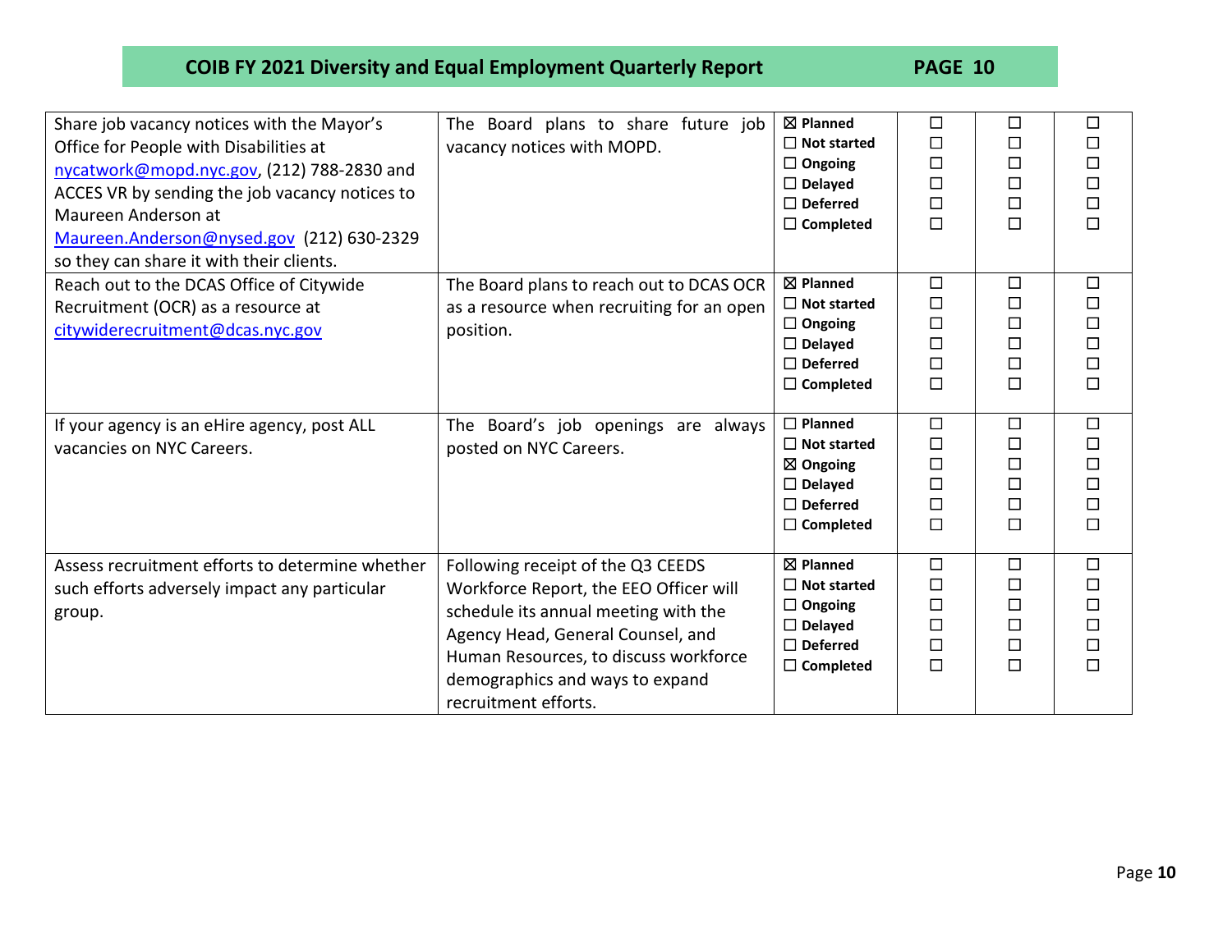| | | | | | |
|---|---|---|---|---|---|
| Share job vacancy notices with the Mayor's Office for People with Disabilities at [nycatwork@mopd.nyc.gov](mailto:nycatwork@mopd.nyc.gov), (212) 788-2830 and ACCES VR by sending the job vacancy notices to Maureen Anderson at [Maureen.Anderson@nysed.gov](mailto:Maureen.Anderson@nysed.gov) (212) 630-2329 so they can share it with their clients. | The Board plans to share future job vacancy notices with MOPD. | ☒ Planned<br>☐ Not started<br>☐ Ongoing<br>☐ Delayed<br>☐ Deferred<br>☐ Completed | ☐<br>☐<br>☐<br>☐<br>☐<br>☐ | ☐<br>☐<br>☐<br>☐<br>☐<br>☐ | ☐<br>☐<br>☐<br>☐<br>☐<br>☐ |
| Reach out to the DCAS Office of Citywide Recruitment (OCR) as a resource at [citywiderecruitment@dcas.nyc.gov](mailto:citywiderecruitment@dcas.nyc.gov) | The Board plans to reach out to DCAS OCR as a resource when recruiting for an open position. | ☒ Planned<br>☐ Not started<br>☐ Ongoing<br>☐ Delayed<br>☐ Deferred<br>☐ Completed | ☐<br>☐<br>☐<br>☐<br>☐<br>☐ | ☐<br>☐<br>☐<br>☐<br>☐<br>☐ | ☐<br>☐<br>☐<br>☐<br>☐<br>☐ |
| If your agency is an eHire agency, post ALL vacancies on NYC Careers. | The Board's job openings are always posted on NYC Careers. | ☐ Planned<br>☐ Not started<br>☒ Ongoing<br>☐ Delayed<br>☐ Deferred<br>☐ Completed | ☐<br>☐<br>☐<br>☐<br>☐<br>☐ | ☐<br>☐<br>☐<br>☐<br>☐<br>☐ | ☐<br>☐<br>☐<br>☐<br>☐<br>☐ |
| Assess recruitment efforts to determine whether such efforts adversely impact any particular group. | Following receipt of the Q3 CEEDS Workforce Report, the EEO Officer will schedule its annual meeting with the Agency Head, General Counsel, and Human Resources, to discuss workforce demographics and ways to expand recruitment efforts. | ☒ Planned<br>☐ Not started<br>☐ Ongoing<br>☐ Delayed<br>☐ Deferred<br>☐ Completed | ☐<br>☐<br>☐<br>☐<br>☐<br>☐ | ☐<br>☐<br>☐<br>☐<br>☐<br>☐ | ☐<br>☐<br>☐<br>☐<br>☐<br>☐ |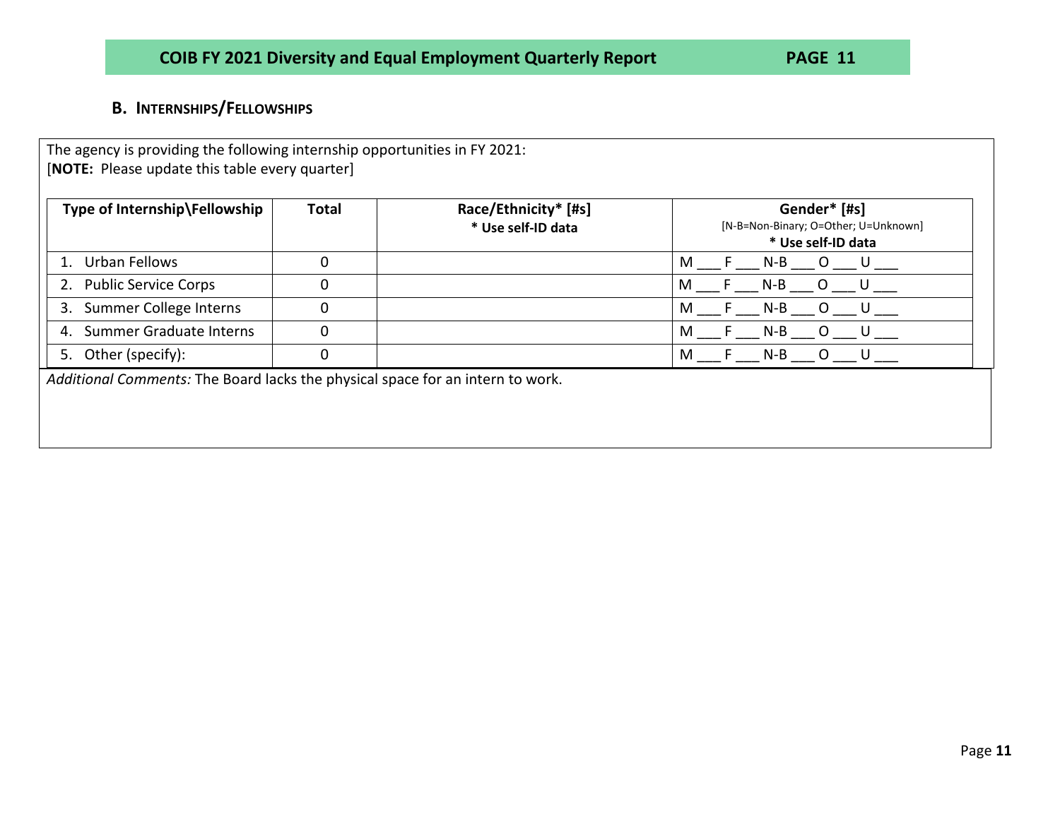## B. INTERNSHIPS/FELLOWSHIPS

The agency is providing the following internship opportunities in FY 2021:
[**NOTE:** Please update this table every quarter]

| Type of Internship\Fellowship | Total | Race/Ethnicity* [#s]<br>* Use self-ID data | Gender* [#s]<br>[N-B=Non-Binary; O=Other; U=Unknown]<br>* Use self-ID data |
|---|---|---|---|
| 1. Urban Fellows | 0 | | M ___ F ___ N-B ___ O ___ U ___ |
| 2. Public Service Corps | 0 | | M ___ F ___ N-B ___ O ___ U ___ |
| 3. Summer College Interns | 0 | | M ___ F ___ N-B ___ O ___ U ___ |
| 4. Summer Graduate Interns | 0 | | M ___ F ___ N-B ___ O ___ U ___ |
| 5. Other (specify): | 0 | | M ___ F ___ N-B ___ O ___ U ___ |

*Additional Comments:* The Board lacks the physical space for an intern to work.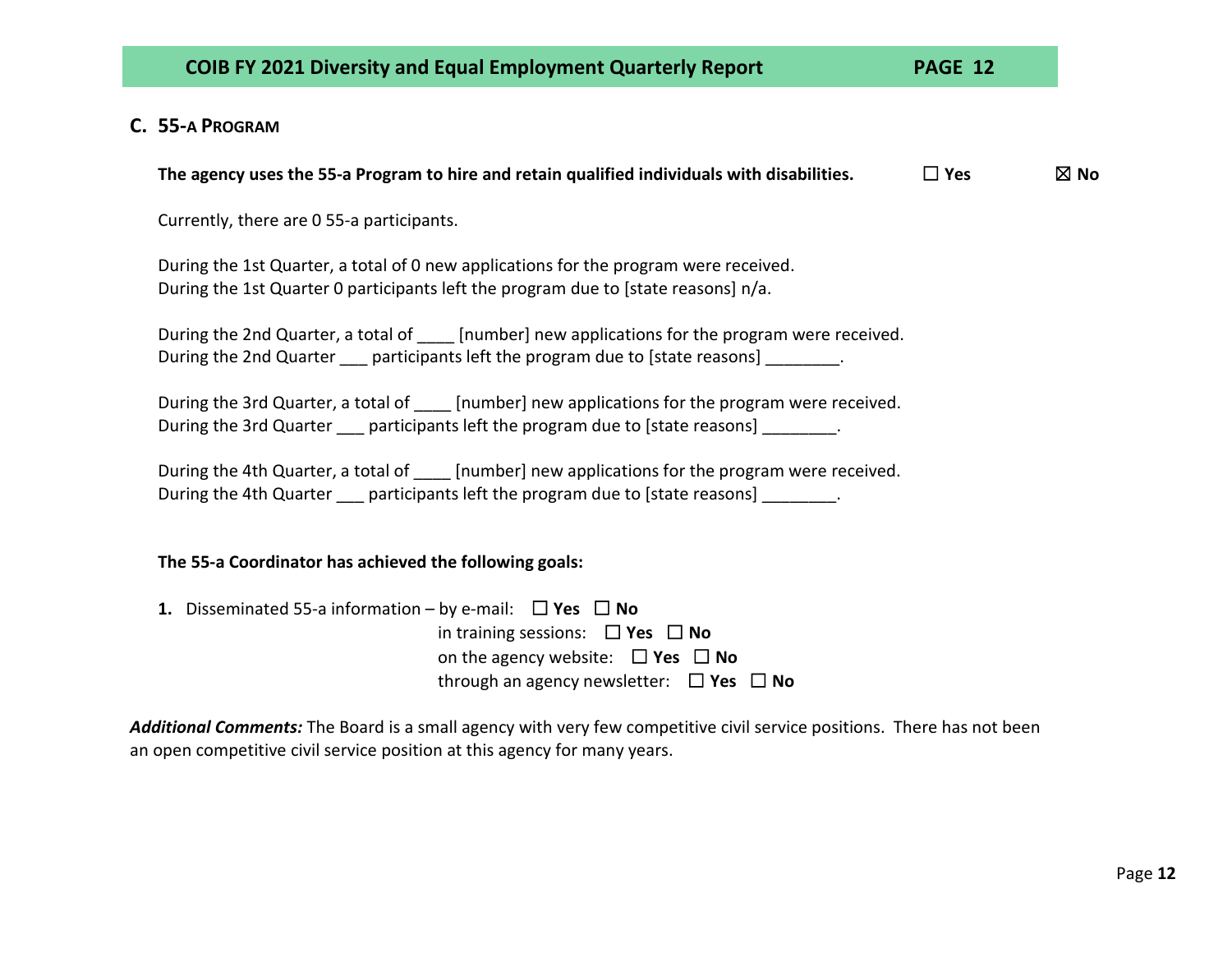### C. 55-a Program

**The agency uses the 55-a Program to hire and retain qualified individuals with disabilities.** ☐ **Yes** ☒ **No**

Currently, there are 0 55-a participants.

During the 1st Quarter, a total of 0 new applications for the program were received.
During the 1st Quarter 0 participants left the program due to [state reasons] n/a.

During the 2nd Quarter, a total of ____ [number] new applications for the program were received.
During the 2nd Quarter ___ participants left the program due to [state reasons] ________.

During the 3rd Quarter, a total of ____ [number] new applications for the program were received.
During the 3rd Quarter ___ participants left the program due to [state reasons] ________.

During the 4th Quarter, a total of ____ [number] new applications for the program were received.
During the 4th Quarter ___ participants left the program due to [state reasons] ________.

**The 55-a Coordinator has achieved the following goals:**

**1.** Disseminated 55-a information – by e-mail: ☐ **Yes** ☐ **No**
in training sessions: ☐ **Yes** ☐ **No**
on the agency website: ☐ **Yes** ☐ **No**
through an agency newsletter: ☐ **Yes** ☐ **No**

***Additional Comments:*** The Board is a small agency with very few competitive civil service positions. There has not been an open competitive civil service position at this agency for many years.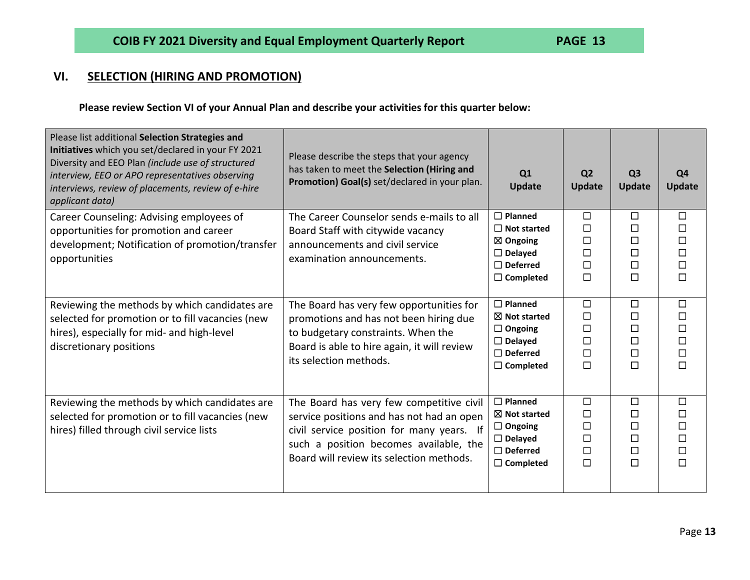## VI. SELECTION (HIRING AND PROMOTION)

**Please review Section VI of your Annual Plan and describe your activities for this quarter below:**

| Please list additional **Selection Strategies and Initiatives** which you set/declared in your FY 2021 Diversity and EEO Plan *(include use of structured interview, EEO or APO representatives observing interviews, review of placements, review of e-hire applicant data)* | Please describe the steps that your agency has taken to meet the **Selection (Hiring and Promotion) Goal(s)** set/declared in your plan. | Q1 Update | Q2 Update | Q3 Update | Q4 Update |
|---|---|---|---|---|---|
| Career Counseling: Advising employees of opportunities for promotion and career development; Notification of promotion/transfer opportunities | The Career Counselor sends e-mails to all Board Staff with citywide vacancy announcements and civil service examination announcements. | ☐ Planned<br>☐ Not started<br>☒ Ongoing<br>☐ Delayed<br>☐ Deferred<br>☐ Completed | ☐<br>☐<br>☐<br>☐<br>☐<br>☐ | ☐<br>☐<br>☐<br>☐<br>☐<br>☐ | ☐<br>☐<br>☐<br>☐<br>☐<br>☐ |
| Reviewing the methods by which candidates are selected for promotion or to fill vacancies (new hires), especially for mid- and high-level discretionary positions | The Board has very few opportunities for promotions and has not been hiring due to budgetary constraints. When the Board is able to hire again, it will review its selection methods. | ☐ Planned<br>☒ Not started<br>☐ Ongoing<br>☐ Delayed<br>☐ Deferred<br>☐ Completed | ☐<br>☐<br>☐<br>☐<br>☐<br>☐ | ☐<br>☐<br>☐<br>☐<br>☐<br>☐ | ☐<br>☐<br>☐<br>☐<br>☐<br>☐ |
| Reviewing the methods by which candidates are selected for promotion or to fill vacancies (new hires) filled through civil service lists | The Board has very few competitive civil service positions and has not had an open civil service position for many years. If such a position becomes available, the Board will review its selection methods. | ☐ Planned<br>☒ Not started<br>☐ Ongoing<br>☐ Delayed<br>☐ Deferred<br>☐ Completed | ☐<br>☐<br>☐<br>☐<br>☐<br>☐ | ☐<br>☐<br>☐<br>☐<br>☐<br>☐ | ☐<br>☐<br>☐<br>☐<br>☐<br>☐ |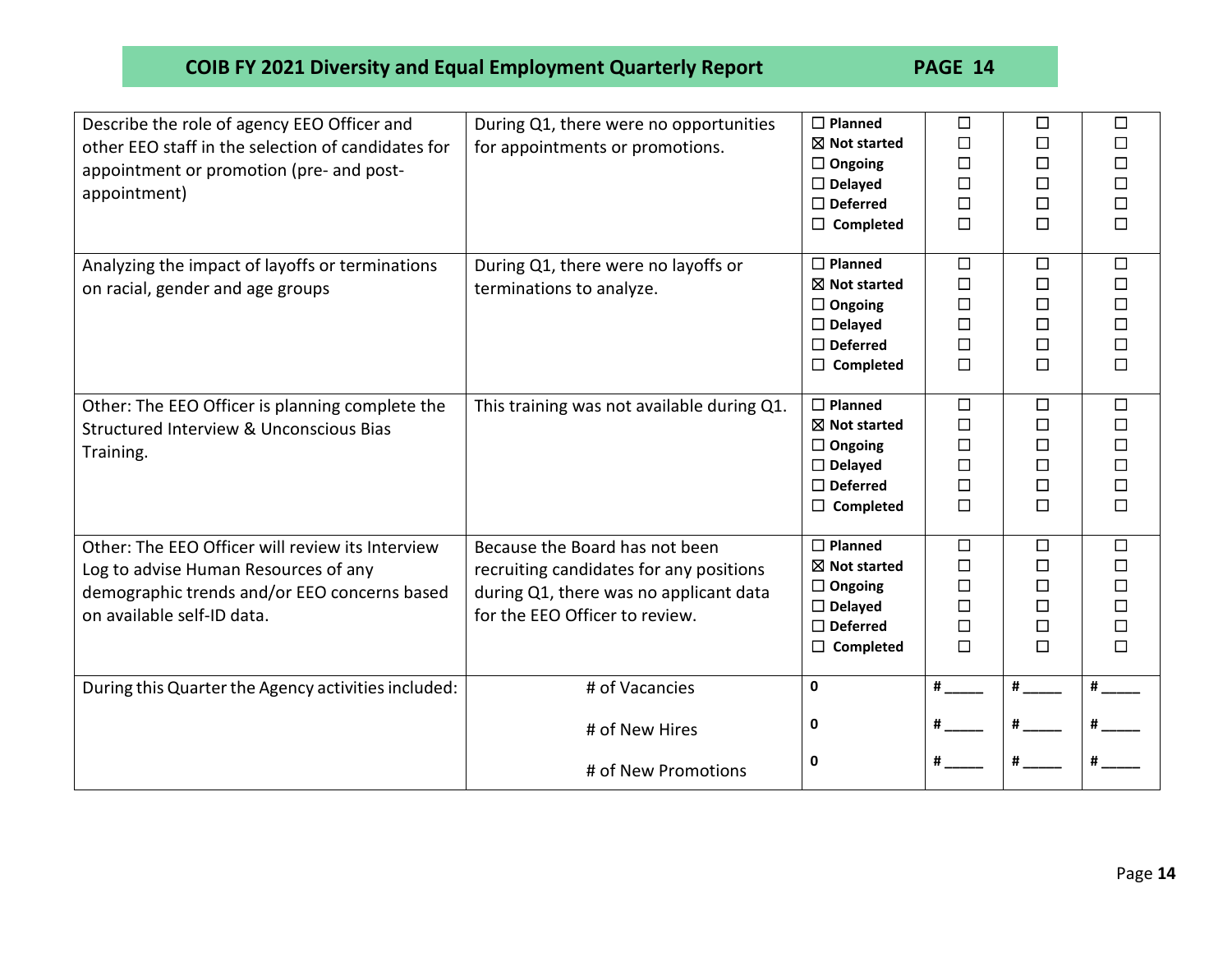| | | | | | |
|---|---|---|---|---|---|
| Describe the role of agency EEO Officer and other EEO staff in the selection of candidates for appointment or promotion (pre- and post-appointment) | During Q1, there were no opportunities for appointments or promotions. | ☐ **Planned**<br>☒ **Not started**<br>☐ **Ongoing**<br>☐ **Delayed**<br>☐ **Deferred**<br>☐ **Completed** | ☐<br>☐<br>☐<br>☐<br>☐<br>☐ | ☐<br>☐<br>☐<br>☐<br>☐<br>☐ | ☐<br>☐<br>☐<br>☐<br>☐<br>☐ |
| Analyzing the impact of layoffs or terminations on racial, gender and age groups | During Q1, there were no layoffs or terminations to analyze. | ☐ **Planned**<br>☒ **Not started**<br>☐ **Ongoing**<br>☐ **Delayed**<br>☐ **Deferred**<br>☐ **Completed** | ☐<br>☐<br>☐<br>☐<br>☐<br>☐ | ☐<br>☐<br>☐<br>☐<br>☐<br>☐ | ☐<br>☐<br>☐<br>☐<br>☐<br>☐ |
| Other: The EEO Officer is planning complete the Structured Interview & Unconscious Bias Training. | This training was not available during Q1. | ☐ **Planned**<br>☒ **Not started**<br>☐ **Ongoing**<br>☐ **Delayed**<br>☐ **Deferred**<br>☐ **Completed** | ☐<br>☐<br>☐<br>☐<br>☐<br>☐ | ☐<br>☐<br>☐<br>☐<br>☐<br>☐ | ☐<br>☐<br>☐<br>☐<br>☐<br>☐ |
| Other: The EEO Officer will review its Interview Log to advise Human Resources of any demographic trends and/or EEO concerns based on available self-ID data. | Because the Board has not been recruiting candidates for any positions during Q1, there was no applicant data for the EEO Officer to review. | ☐ **Planned**<br>☒ **Not started**<br>☐ **Ongoing**<br>☐ **Delayed**<br>☐ **Deferred**<br>☐ **Completed** | ☐<br>☐<br>☐<br>☐<br>☐<br>☐ | ☐<br>☐<br>☐<br>☐<br>☐<br>☐ | ☐<br>☐<br>☐<br>☐<br>☐<br>☐ |
| During this Quarter the Agency activities included: | # of Vacancies<br><br># of New Hires<br><br># of New Promotions | **0**<br><br>**0**<br><br>**0** | **#** _____<br><br>**#** _____<br><br>**#** _____ | **#** _____<br><br>**#** _____<br><br>**#** _____ | **#** _____<br><br>**#** _____<br><br>**#** _____ |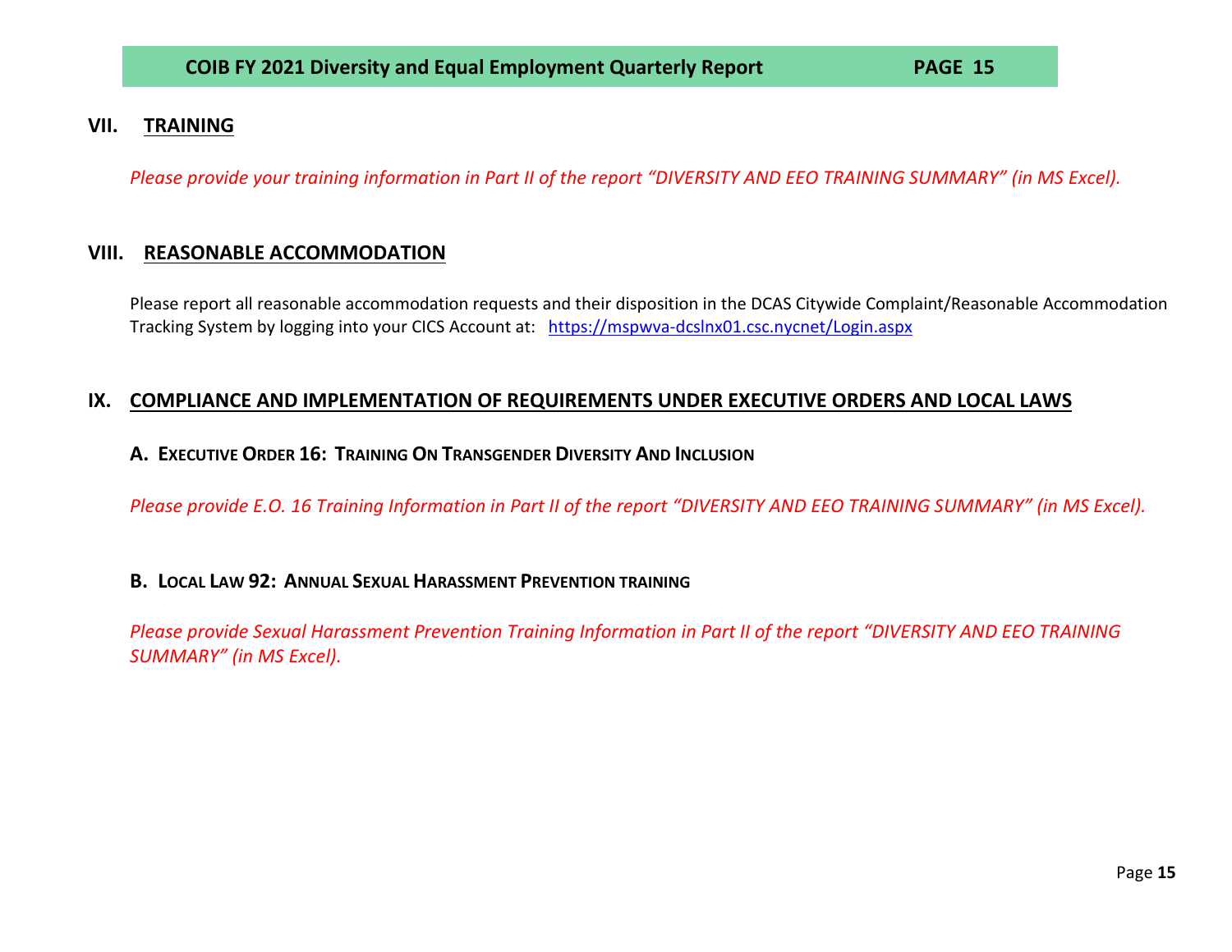## VII. TRAINING

*Please provide your training information in Part II of the report "DIVERSITY AND EEO TRAINING SUMMARY" (in MS Excel).*

## VIII. REASONABLE ACCOMMODATION

Please report all reasonable accommodation requests and their disposition in the DCAS Citywide Complaint/Reasonable Accommodation Tracking System by logging into your CICS Account at: [https://mspwva-dcslnx01.csc.nycnet/Login.aspx](https://mspwva-dcslnx01.csc.nycnet/Login.aspx)

## IX. COMPLIANCE AND IMPLEMENTATION OF REQUIREMENTS UNDER EXECUTIVE ORDERS AND LOCAL LAWS

### A. EXECUTIVE ORDER 16: TRAINING ON TRANSGENDER DIVERSITY AND INCLUSION

*Please provide E.O. 16 Training Information in Part II of the report "DIVERSITY AND EEO TRAINING SUMMARY" (in MS Excel).*

### B. LOCAL LAW 92: ANNUAL SEXUAL HARASSMENT PREVENTION TRAINING

*Please provide Sexual Harassment Prevention Training Information in Part II of the report "DIVERSITY AND EEO TRAINING SUMMARY" (in MS Excel).*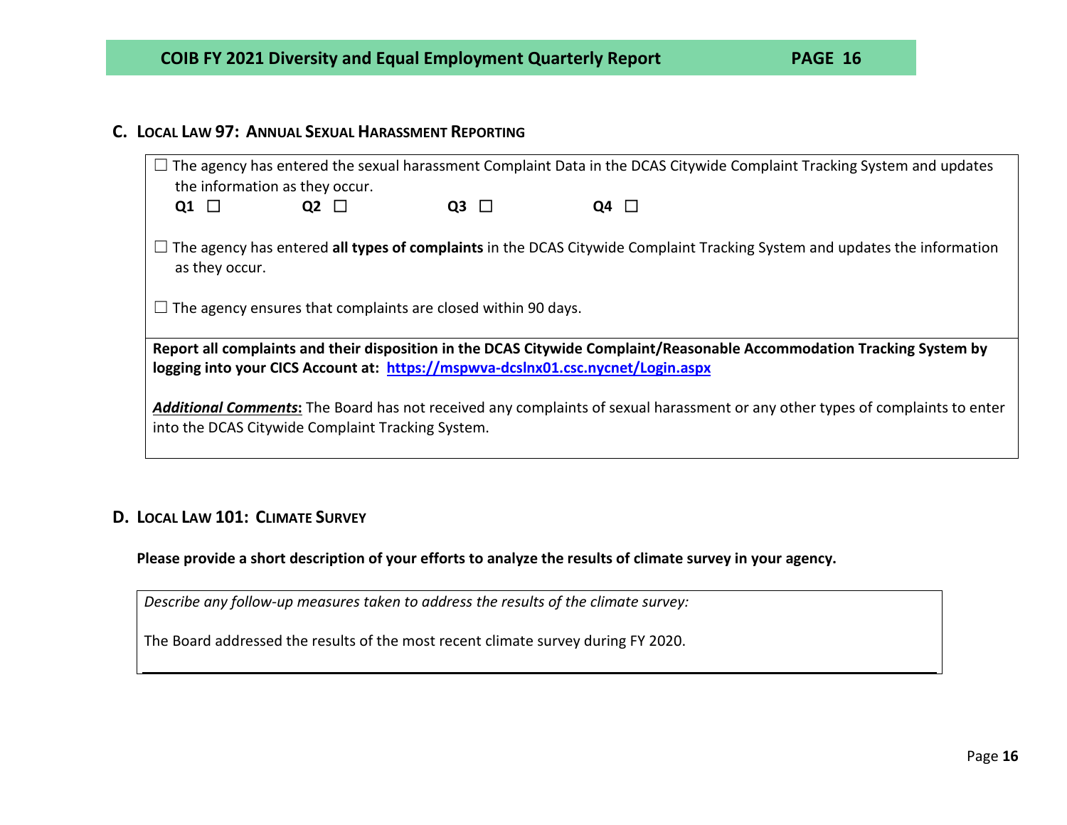### C. Local Law 97: Annual Sexual Harassment Reporting

☐ The agency has entered the sexual harassment Complaint Data in the DCAS Citywide Complaint Tracking System and updates the information as they occur.

**Q1** ☐ **Q2** ☐ **Q3** ☐ **Q4** ☐

☐ The agency has entered **all types of complaints** in the DCAS Citywide Complaint Tracking System and updates the information as they occur.

☐ The agency ensures that complaints are closed within 90 days.

**Report all complaints and their disposition in the DCAS Citywide Complaint/Reasonable Accommodation Tracking System by logging into your CICS Account at: https://mspwva-dcslnx01.csc.nycnet/Login.aspx**

***Additional Comments*:** The Board has not received any complaints of sexual harassment or any other types of complaints to enter into the DCAS Citywide Complaint Tracking System.

### D. Local Law 101: Climate Survey

**Please provide a short description of your efforts to analyze the results of climate survey in your agency.**

*Describe any follow-up measures taken to address the results of the climate survey:*

The Board addressed the results of the most recent climate survey during FY 2020.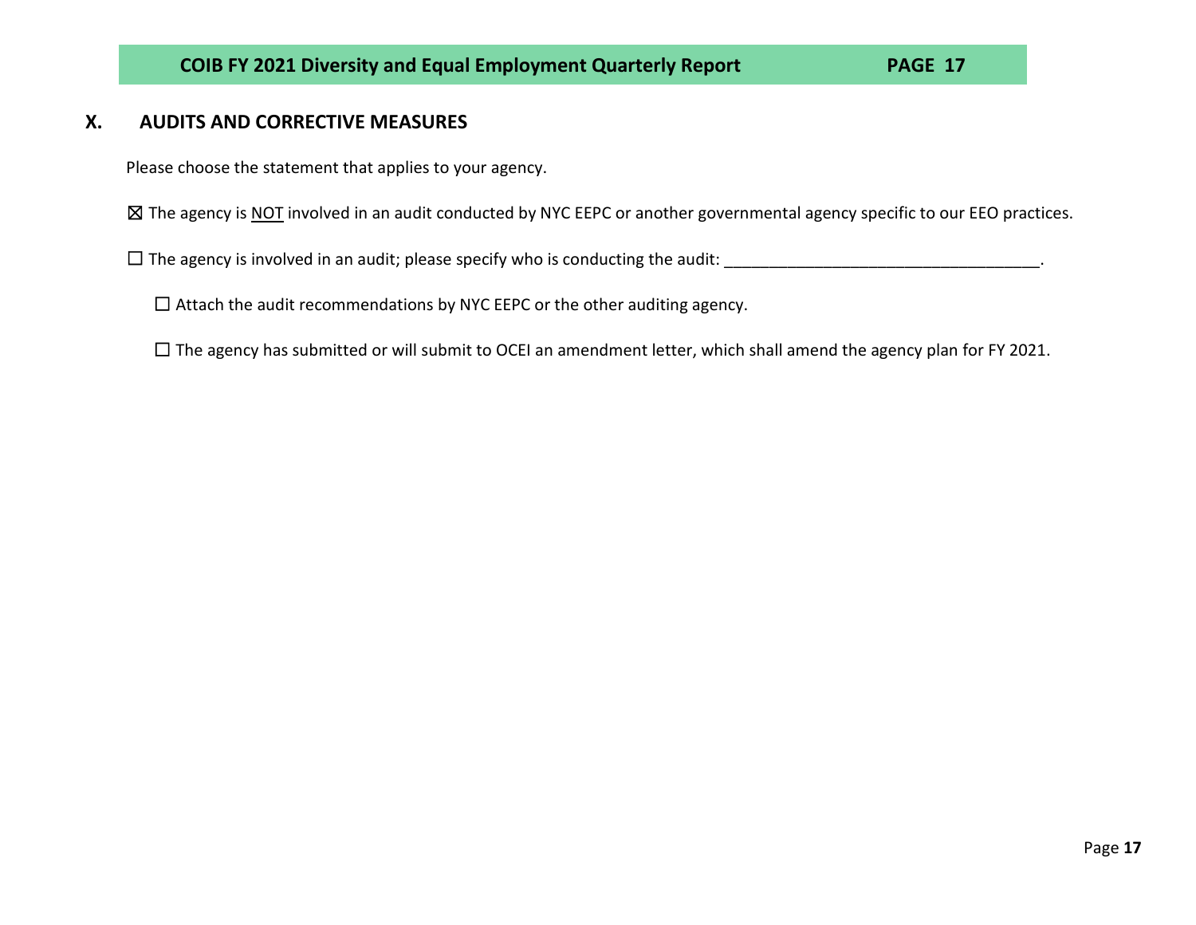## X. AUDITS AND CORRECTIVE MEASURES

Please choose the statement that applies to your agency.

☒ The agency is <u>NOT</u> involved in an audit conducted by NYC EEPC or another governmental agency specific to our EEO practices.

☐ The agency is involved in an audit; please specify who is conducting the audit: ___________________________________.

- ☐ Attach the audit recommendations by NYC EEPC or the other auditing agency.

- ☐ The agency has submitted or will submit to OCEI an amendment letter, which shall amend the agency plan for FY 2021.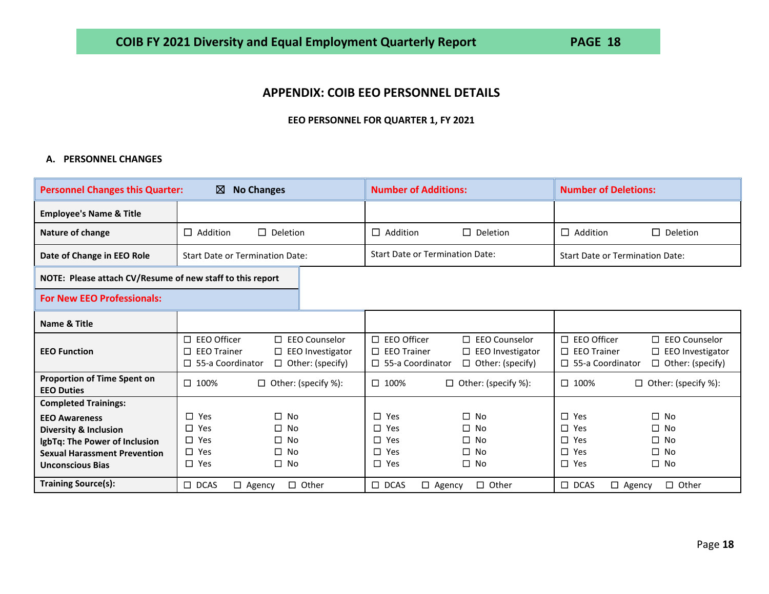## APPENDIX: COIB EEO PERSONNEL DETAILS

**EEO PERSONNEL FOR QUARTER 1, FY 2021**

**A. PERSONNEL CHANGES**

| Personnel Changes this Quarter: ☒ No Changes | | Number of Additions: | Number of Deletions: |
|---|---|---|---|
| **Employee's Name & Title** | | | |
| **Nature of change** | ☐ Addition ☐ Deletion | ☐ Addition ☐ Deletion | ☐ Addition ☐ Deletion |
| **Date of Change in EEO Role** | Start Date or Termination Date: | Start Date or Termination Date: | Start Date or Termination Date: |

**NOTE: Please attach CV/Resume of new staff to this report**

**For New EEO Professionals:**

| | | | |
|---|---|---|---|
| **Name & Title** | | | |
| **EEO Function** | ☐ EEO Officer ☐ EEO Counselor ☐ EEO Trainer ☐ EEO Investigator ☐ 55-a Coordinator ☐ Other: (specify) | ☐ EEO Officer ☐ EEO Counselor ☐ EEO Trainer ☐ EEO Investigator ☐ 55-a Coordinator ☐ Other: (specify) | ☐ EEO Officer ☐ EEO Counselor ☐ EEO Trainer ☐ EEO Investigator ☐ 55-a Coordinator ☐ Other: (specify) |
| **Proportion of Time Spent on EEO Duties** | ☐ 100% ☐ Other: (specify %): | ☐ 100% ☐ Other: (specify %): | ☐ 100% ☐ Other: (specify %): |
| **Completed Trainings:** | | | |
| **EEO Awareness** | ☐ Yes ☐ No | ☐ Yes ☐ No | ☐ Yes ☐ No |
| **Diversity & Inclusion** | ☐ Yes ☐ No | ☐ Yes ☐ No | ☐ Yes ☐ No |
| **lgbTq: The Power of Inclusion** | ☐ Yes ☐ No | ☐ Yes ☐ No | ☐ Yes ☐ No |
| **Sexual Harassment Prevention** | ☐ Yes ☐ No | ☐ Yes ☐ No | ☐ Yes ☐ No |
| **Unconscious Bias** | ☐ Yes ☐ No | ☐ Yes ☐ No | ☐ Yes ☐ No |
| **Training Source(s):** | ☐ DCAS ☐ Agency ☐ Other | ☐ DCAS ☐ Agency ☐ Other | ☐ DCAS ☐ Agency ☐ Other |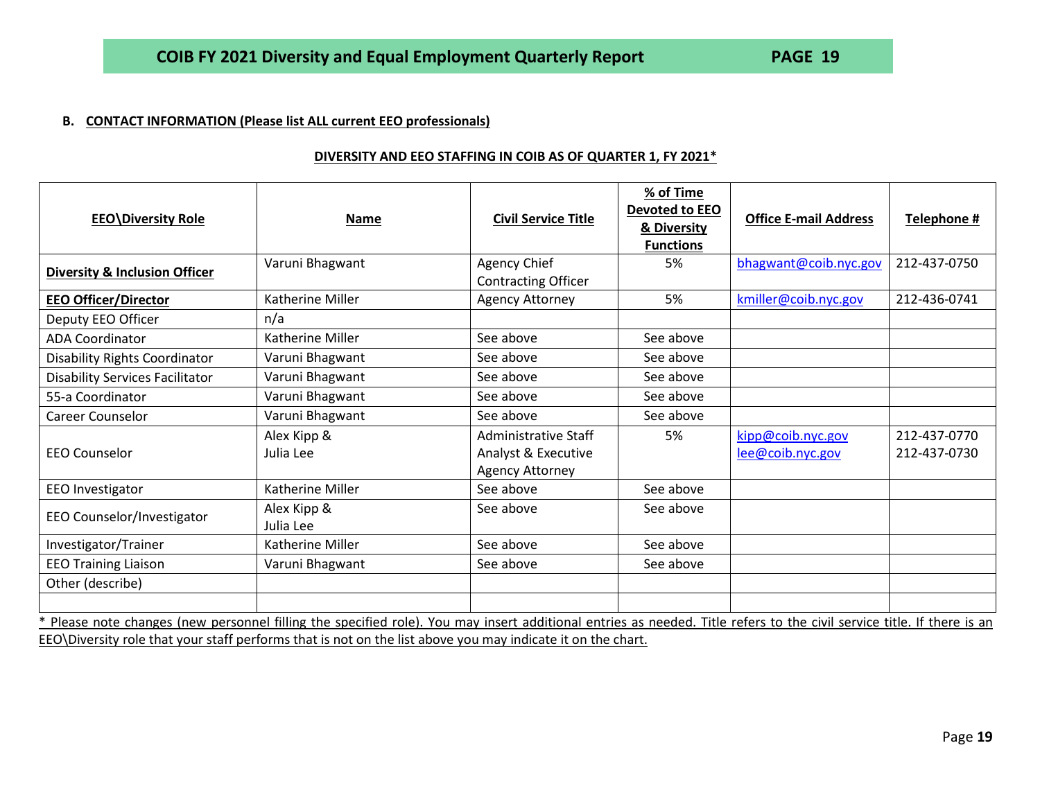**B. CONTACT INFORMATION (Please list ALL current EEO professionals)**

**DIVERSITY AND EEO STAFFING IN COIB AS OF QUARTER 1, FY 2021***

| EEO\Diversity Role | Name | Civil Service Title | % of Time Devoted to EEO & Diversity Functions | Office E-mail Address | Telephone # |
|---|---|---|---|---|---|
| **Diversity & Inclusion Officer** | Varuni Bhagwant | Agency Chief Contracting Officer | 5% | bhagwant@coib.nyc.gov | 212-437-0750 |
| **EEO Officer/Director** | Katherine Miller | Agency Attorney | 5% | kmiller@coib.nyc.gov | 212-436-0741 |
| Deputy EEO Officer | n/a | | | | |
| ADA Coordinator | Katherine Miller | See above | See above | | |
| Disability Rights Coordinator | Varuni Bhagwant | See above | See above | | |
| Disability Services Facilitator | Varuni Bhagwant | See above | See above | | |
| 55-a Coordinator | Varuni Bhagwant | See above | See above | | |
| Career Counselor | Varuni Bhagwant | See above | See above | | |
| EEO Counselor | Alex Kipp & Julia Lee | Administrative Staff Analyst & Executive Agency Attorney | 5% | kipp@coib.nyc.gov lee@coib.nyc.gov | 212-437-0770 212-437-0730 |
| EEO Investigator | Katherine Miller | See above | See above | | |
| EEO Counselor/Investigator | Alex Kipp & Julia Lee | See above | See above | | |
| Investigator/Trainer | Katherine Miller | See above | See above | | |
| EEO Training Liaison | Varuni Bhagwant | See above | See above | | |
| Other (describe) | | | | | |
| | | | | | |

* Please note changes (new personnel filling the specified role). You may insert additional entries as needed. Title refers to the civil service title. If there is an EEO\Diversity role that your staff performs that is not on the list above you may indicate it on the chart.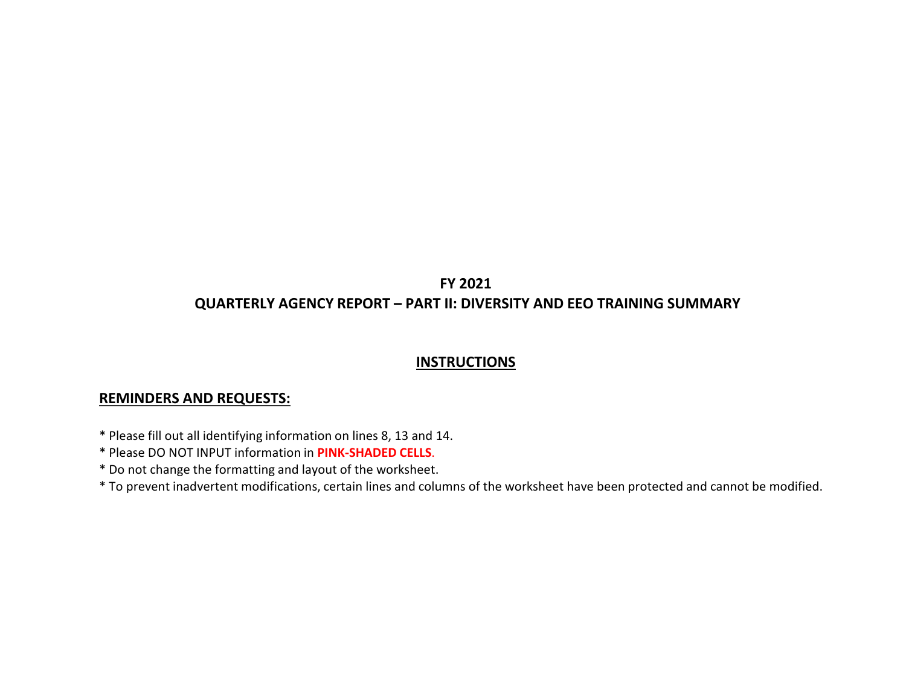# FY 2021

# QUARTERLY AGENCY REPORT – PART II: DIVERSITY AND EEO TRAINING SUMMARY

## INSTRUCTIONS

### REMINDERS AND REQUESTS:

* Please fill out all identifying information on lines 8, 13 and 14.
* Please DO NOT INPUT information in **PINK-SHADED CELLS**.
* Do not change the formatting and layout of the worksheet.
* To prevent inadvertent modifications, certain lines and columns of the worksheet have been protected and cannot be modified.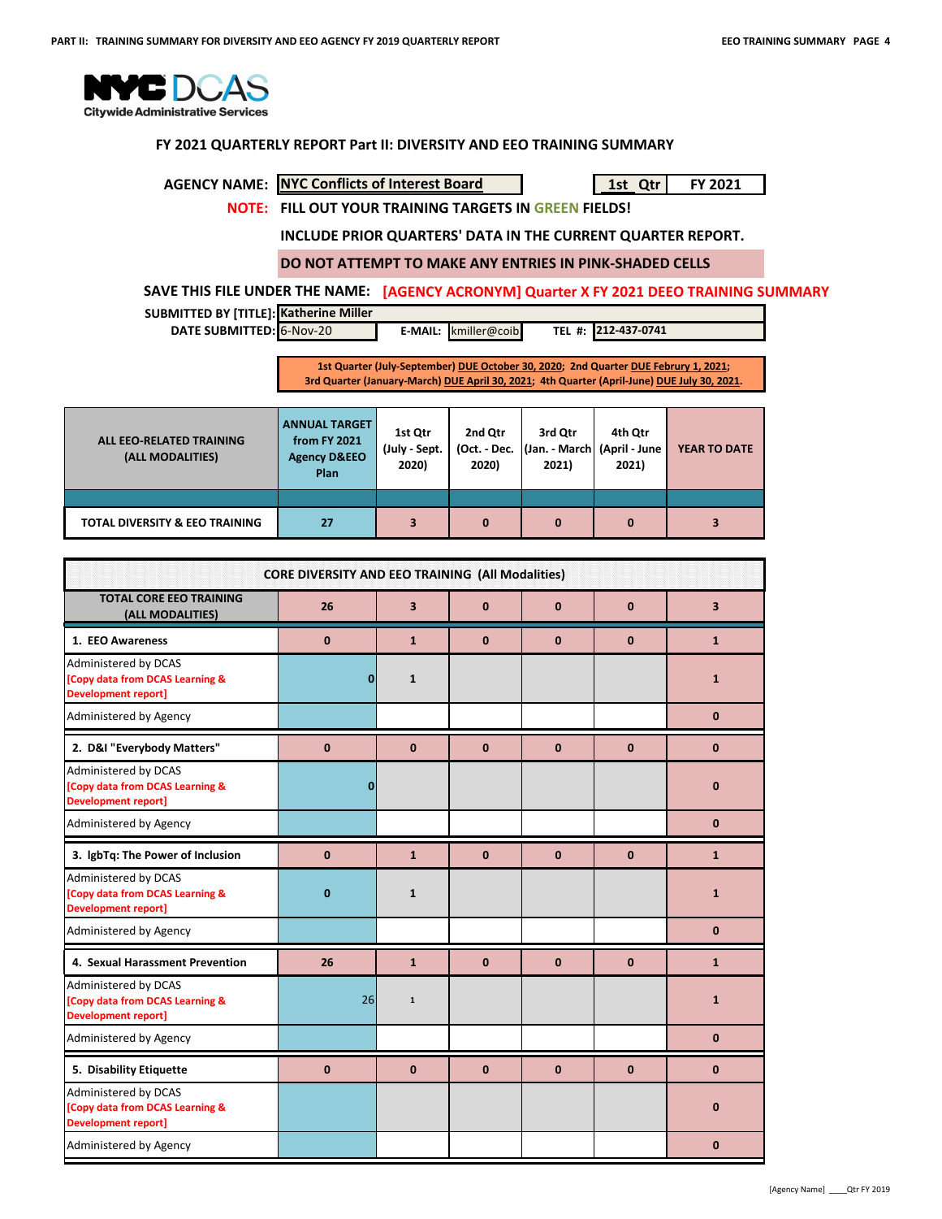NYC DCAS
Citywide Administrative Services

## FY 2021 QUARTERLY REPORT Part II: DIVERSITY AND EEO TRAINING SUMMARY

**AGENCY NAME:** NYC Conflicts of Interest Board | 1st Qtr | FY 2021

**NOTE:** FILL OUT YOUR TRAINING TARGETS IN GREEN FIELDS!

INCLUDE PRIOR QUARTERS' DATA IN THE CURRENT QUARTER REPORT.

DO NOT ATTEMPT TO MAKE ANY ENTRIES IN PINK-SHADED CELLS

**SAVE THIS FILE UNDER THE NAME:** [AGENCY ACRONYM] Quarter X FY 2021 DEEO TRAINING SUMMARY

**SUBMITTED BY [TITLE]:** Katherine Miller

**DATE SUBMITTED:** 6-Nov-20 **E-MAIL:** kmiller@coib **TEL #:** 212-437-0741

1st Quarter (July-September) DUE October 30, 2020; 2nd Quarter DUE Februry 1, 2021; 3rd Quarter (January-March) DUE April 30, 2021; 4th Quarter (April-June) DUE July 30, 2021.

| ALL EEO-RELATED TRAINING (ALL MODALITIES) | ANNUAL TARGET from FY 2021 Agency D&EEO Plan | 1st Qtr (July - Sept. 2020) | 2nd Qtr (Oct. - Dec. 2020) | 3rd Qtr (Jan. - March 2021) | 4th Qtr (April - June 2021) | YEAR TO DATE |
|---|---|---|---|---|---|---|
| TOTAL DIVERSITY & EEO TRAINING | 27 | 3 | 0 | 0 | 0 | 3 |

| CORE DIVERSITY AND EEO TRAINING (All Modalities) | | | | | | |
|---|---|---|---|---|---|---|
| TOTAL CORE EEO TRAINING (ALL MODALITIES) | 26 | 3 | 0 | 0 | 0 | 3 |
| **1. EEO Awareness** | 0 | 1 | 0 | 0 | 0 | 1 |
| Administered by DCAS [Copy data from DCAS Learning & Development report] | 0 | 1 | | | | 1 |
| Administered by Agency | | | | | | 0 |
| **2. D&I "Everybody Matters"** | 0 | 0 | 0 | 0 | 0 | 0 |
| Administered by DCAS [Copy data from DCAS Learning & Development report] | 0 | | | | | 0 |
| Administered by Agency | | | | | | 0 |
| **3. lgbTq: The Power of Inclusion** | 0 | 1 | 0 | 0 | 0 | 1 |
| Administered by DCAS [Copy data from DCAS Learning & Development report] | 0 | 1 | | | | 1 |
| Administered by Agency | | | | | | 0 |
| **4. Sexual Harassment Prevention** | 26 | 1 | 0 | 0 | 0 | 1 |
| Administered by DCAS [Copy data from DCAS Learning & Development report] | 26 | 1 | | | | 1 |
| Administered by Agency | | | | | | 0 |
| **5. Disability Etiquette** | 0 | 0 | 0 | 0 | 0 | 0 |
| Administered by DCAS [Copy data from DCAS Learning & Development report] | | | | | | 0 |
| Administered by Agency | | | | | | 0 |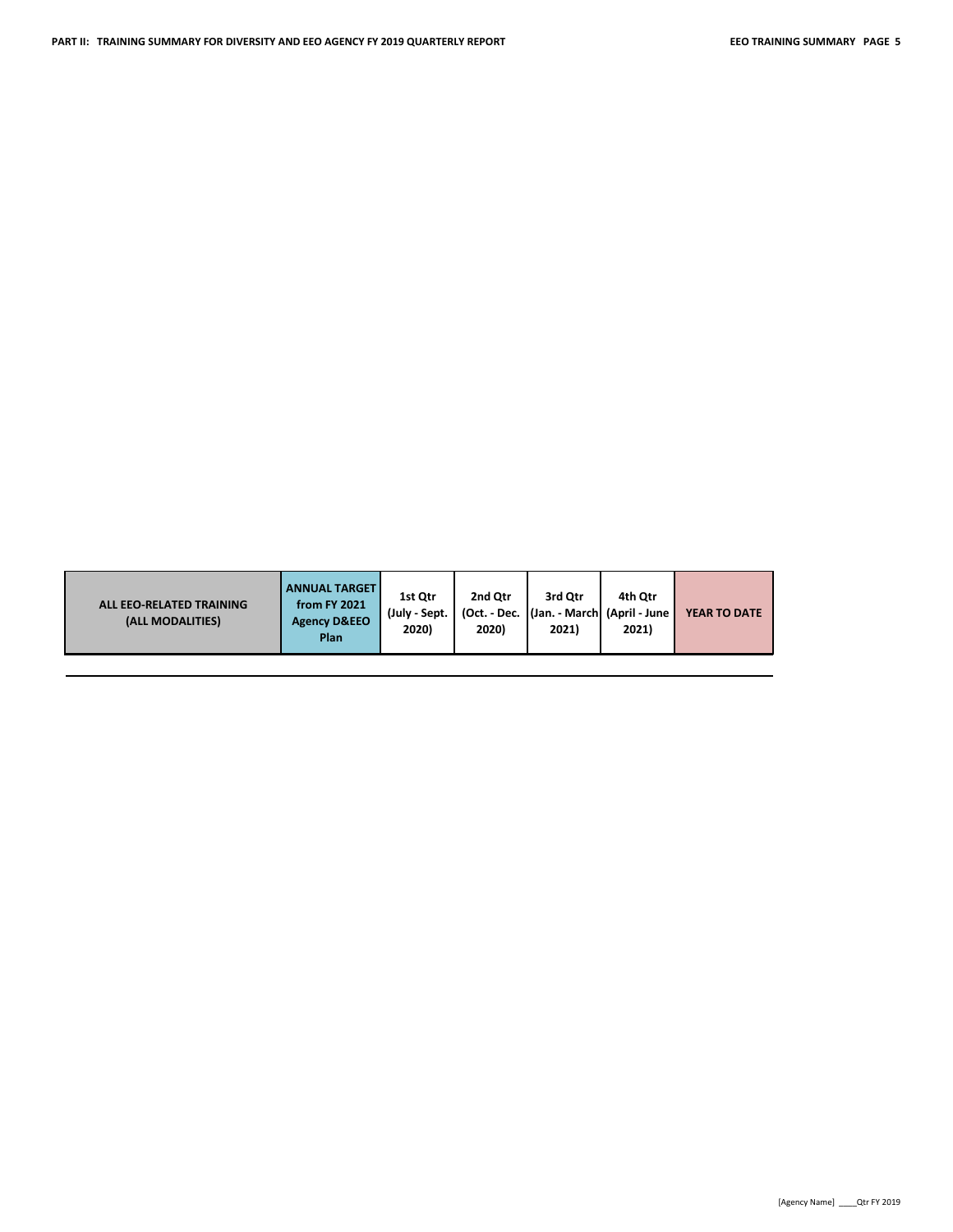| ALL EEO-RELATED TRAINING (ALL MODALITIES) | ANNUAL TARGET from FY 2021 Agency D&EEO Plan | 1st Qtr (July - Sept. 2020) | 2nd Qtr (Oct. - Dec. 2020) | 3rd Qtr (Jan. - March 2021) | 4th Qtr (April - June 2021) | YEAR TO DATE |
|---|---|---|---|---|---|---|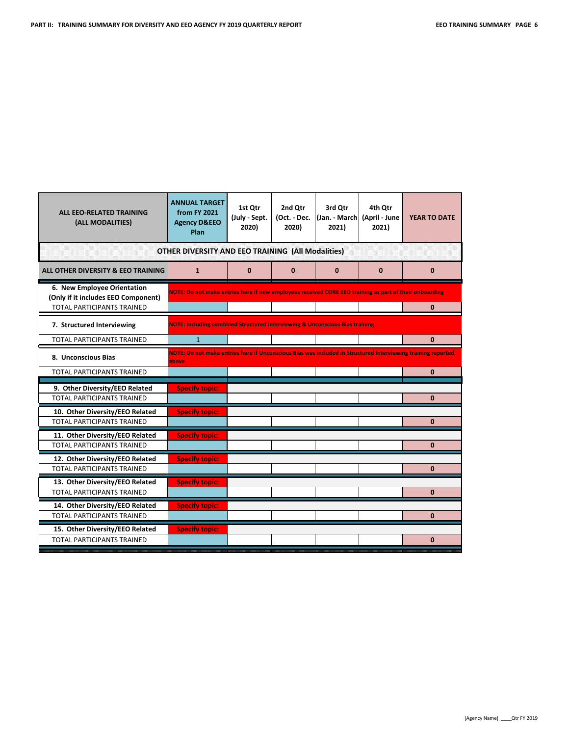| ALL EEO-RELATED TRAINING (ALL MODALITIES) | ANNUAL TARGET from FY 2021 Agency D&EEO Plan | 1st Qtr (July - Sept. 2020) | 2nd Qtr (Oct. - Dec. 2020) | 3rd Qtr (Jan. - March 2021) | 4th Qtr (April - June 2021) | YEAR TO DATE |
|---|---|---|---|---|---|---|
| **OTHER DIVERSITY AND EEO TRAINING (All Modalities)** | | | | | | |
| **ALL OTHER DIVERSITY & EEO TRAINING** | 1 | 0 | 0 | 0 | 0 | 0 |
| **6. New Employee Orientation (Only if it includes EEO Component)** | NOTE: Do not make entries here if new employees received CORE EEO training as part of their onboarding | | | | | |
| TOTAL PARTICIPANTS TRAINED | | | | | | 0 |
| **7. Structured Interviewing** | NOTE: Including combined Structured Interviewing & Unconscious Bias training | | | | | |
| TOTAL PARTICIPANTS TRAINED | 1 | | | | | 0 |
| **8. Unconscious Bias** | NOTE: Do not make entries here if Unconscious Bias was included in Structured Interviewing training reported above | | | | | |
| TOTAL PARTICIPANTS TRAINED | | | | | | 0 |
| **9. Other Diversity/EEO Related** | Specify topic: | | | | | |
| TOTAL PARTICIPANTS TRAINED | | | | | | 0 |
| **10. Other Diversity/EEO Related** | Specify topic: | | | | | |
| TOTAL PARTICIPANTS TRAINED | | | | | | 0 |
| **11. Other Diversity/EEO Related** | Specify topic: | | | | | |
| TOTAL PARTICIPANTS TRAINED | | | | | | 0 |
| **12. Other Diversity/EEO Related** | Specify topic: | | | | | |
| TOTAL PARTICIPANTS TRAINED | | | | | | 0 |
| **13. Other Diversity/EEO Related** | Specify topic: | | | | | |
| TOTAL PARTICIPANTS TRAINED | | | | | | 0 |
| **14. Other Diversity/EEO Related** | Specify topic: | | | | | |
| TOTAL PARTICIPANTS TRAINED | | | | | | 0 |
| **15. Other Diversity/EEO Related** | Specify topic: | | | | | |
| TOTAL PARTICIPANTS TRAINED | | | | | | 0 |